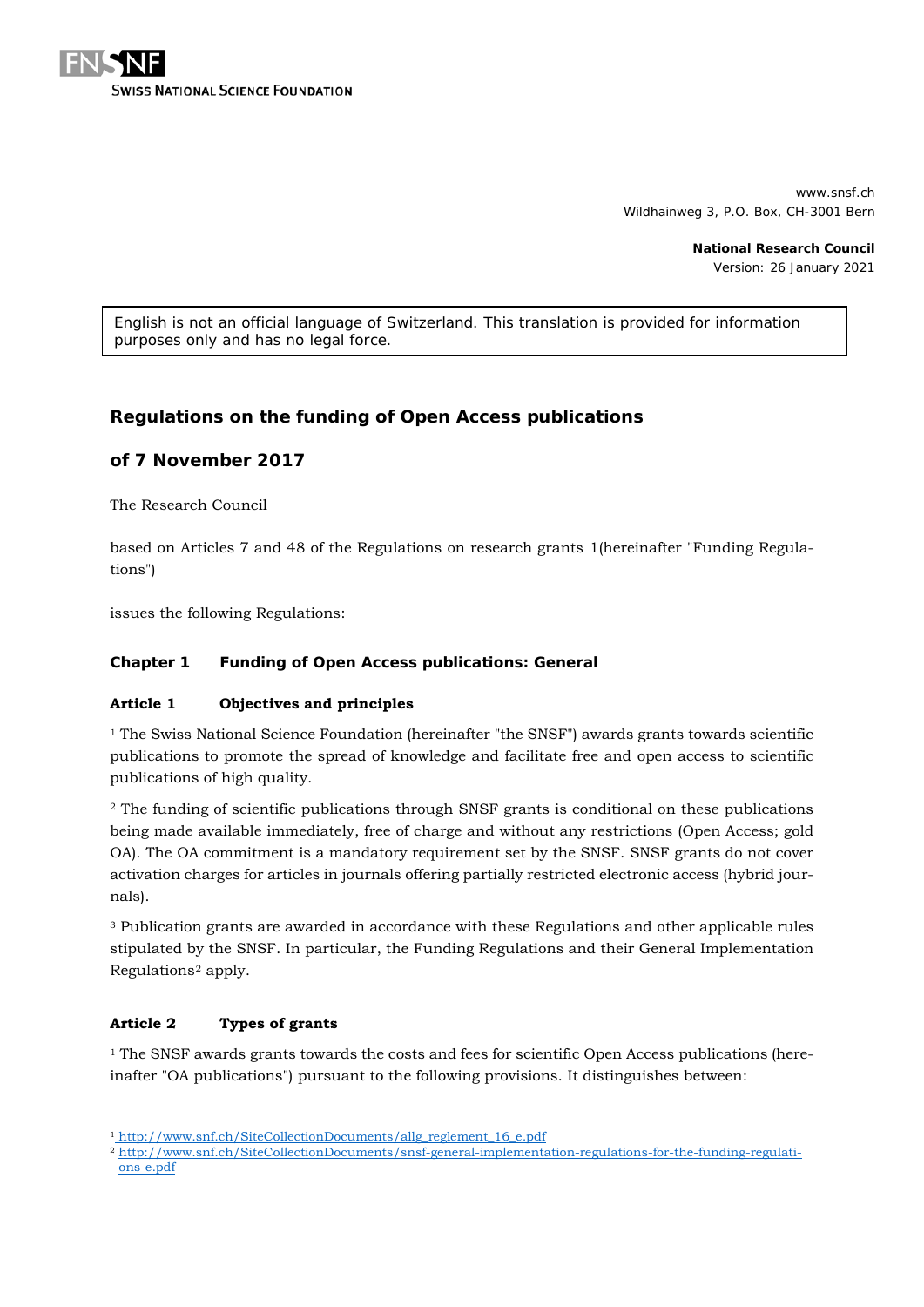SWISS NATIONAL SCIENCE FOUNDATION

www.snsf.ch
Wildhainweg 3, P.O. Box, CH-3001 Bern

**National Research Council**
Version: 26 January 2021

English is not an official language of Switzerland. This translation is provided for information purposes only and has no legal force.

# Regulations on the funding of Open Access publications

# of 7 November 2017

The Research Council

based on Articles 7 and 48 of the Regulations on research grants [1](hereinafter "Funding Regulations")

issues the following Regulations:

## Chapter 1 Funding of Open Access publications: General

### Article 1 Objectives and principles

[1] The Swiss National Science Foundation (hereinafter "the SNSF") awards grants towards scientific publications to promote the spread of knowledge and facilitate free and open access to scientific publications of high quality.

[2] The funding of scientific publications through SNSF grants is conditional on these publications being made available immediately, free of charge and without any restrictions (Open Access; gold OA). The OA commitment is a mandatory requirement set by the SNSF. SNSF grants do not cover activation charges for articles in journals offering partially restricted electronic access (hybrid journals).

[3] Publication grants are awarded in accordance with these Regulations and other applicable rules stipulated by the SNSF. In particular, the Funding Regulations and their General Implementation Regulations[2] apply.

### Article 2 Types of grants

[1] The SNSF awards grants towards the costs and fees for scientific Open Access publications (hereinafter "OA publications") pursuant to the following provisions. It distinguishes between:

---

[1] http://www.snf.ch/SiteCollectionDocuments/allg_reglement_16_e.pdf

[2] http://www.snf.ch/SiteCollectionDocuments/snsf-general-implementation-regulations-for-the-funding-regulations-e.pdf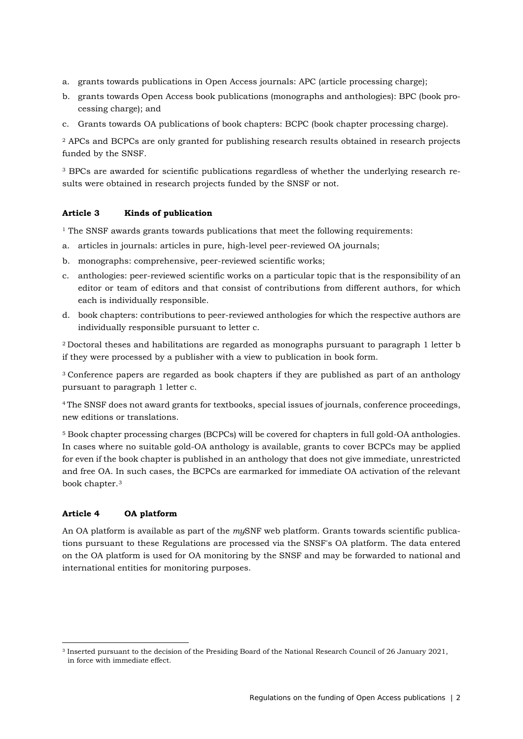a. grants towards publications in Open Access journals: APC (article processing charge);
b. grants towards Open Access book publications (monographs and anthologies): BPC (book processing charge); and
c. Grants towards OA publications of book chapters: BCPC (book chapter processing charge).

[2] APCs and BCPCs are only granted for publishing research results obtained in research projects funded by the SNSF.

[3] BPCs are awarded for scientific publications regardless of whether the underlying research results were obtained in research projects funded by the SNSF or not.

#### Article 3 Kinds of publication

[1] The SNSF awards grants towards publications that meet the following requirements:

a. articles in journals: articles in pure, high-level peer-reviewed OA journals;
b. monographs: comprehensive, peer-reviewed scientific works;
c. anthologies: peer-reviewed scientific works on a particular topic that is the responsibility of an editor or team of editors and that consist of contributions from different authors, for which each is individually responsible.
d. book chapters: contributions to peer-reviewed anthologies for which the respective authors are individually responsible pursuant to letter c.

[2] Doctoral theses and habilitations are regarded as monographs pursuant to paragraph 1 letter b if they were processed by a publisher with a view to publication in book form.

[3] Conference papers are regarded as book chapters if they are published as part of an anthology pursuant to paragraph 1 letter c.

[4] The SNSF does not award grants for textbooks, special issues of journals, conference proceedings, new editions or translations.

[5] Book chapter processing charges (BCPCs) will be covered for chapters in full gold-OA anthologies. In cases where no suitable gold-OA anthology is available, grants to cover BCPCs may be applied for even if the book chapter is published in an anthology that does not give immediate, unrestricted and free OA. In such cases, the BCPCs are earmarked for immediate OA activation of the relevant book chapter.[3]

#### Article 4 OA platform

An OA platform is available as part of the *my*SNF web platform. Grants towards scientific publications pursuant to these Regulations are processed via the SNSF's OA platform. The data entered on the OA platform is used for OA monitoring by the SNSF and may be forwarded to national and international entities for monitoring purposes.

[3] Inserted pursuant to the decision of the Presiding Board of the National Research Council of 26 January 2021, in force with immediate effect.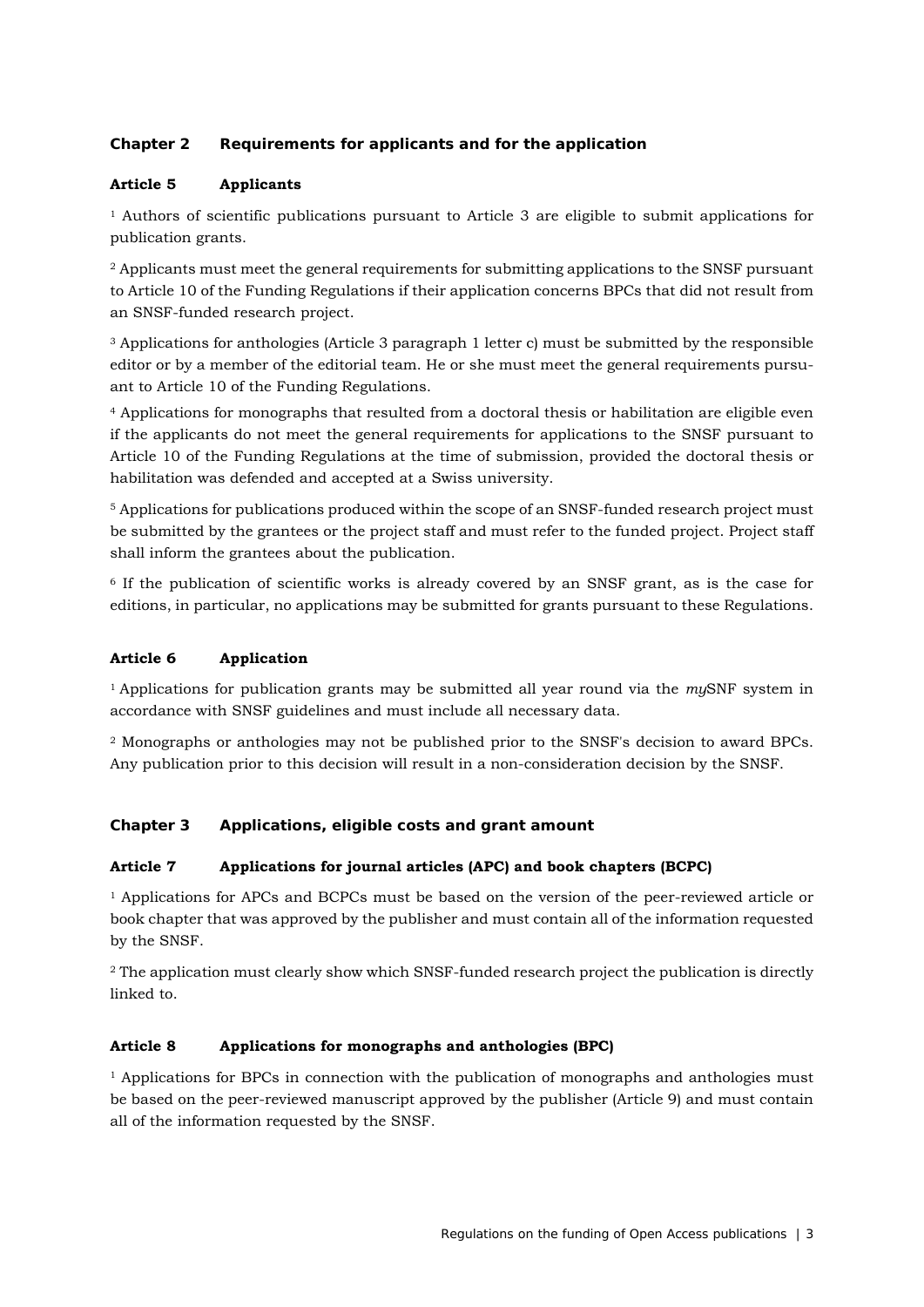## Chapter 2 Requirements for applicants and for the application

### Article 5 Applicants

[1] Authors of scientific publications pursuant to Article 3 are eligible to submit applications for publication grants.

[2] Applicants must meet the general requirements for submitting applications to the SNSF pursuant to Article 10 of the Funding Regulations if their application concerns BPCs that did not result from an SNSF-funded research project.

[3] Applications for anthologies (Article 3 paragraph 1 letter c) must be submitted by the responsible editor or by a member of the editorial team. He or she must meet the general requirements pursuant to Article 10 of the Funding Regulations.

[4] Applications for monographs that resulted from a doctoral thesis or habilitation are eligible even if the applicants do not meet the general requirements for applications to the SNSF pursuant to Article 10 of the Funding Regulations at the time of submission, provided the doctoral thesis or habilitation was defended and accepted at a Swiss university.

[5] Applications for publications produced within the scope of an SNSF-funded research project must be submitted by the grantees or the project staff and must refer to the funded project. Project staff shall inform the grantees about the publication.

[6] If the publication of scientific works is already covered by an SNSF grant, as is the case for editions, in particular, no applications may be submitted for grants pursuant to these Regulations.

### Article 6 Application

[1] Applications for publication grants may be submitted all year round via the *my*SNF system in accordance with SNSF guidelines and must include all necessary data.

[2] Monographs or anthologies may not be published prior to the SNSF's decision to award BPCs. Any publication prior to this decision will result in a non-consideration decision by the SNSF.

## Chapter 3 Applications, eligible costs and grant amount

### Article 7 Applications for journal articles (APC) and book chapters (BCPC)

[1] Applications for APCs and BCPCs must be based on the version of the peer-reviewed article or book chapter that was approved by the publisher and must contain all of the information requested by the SNSF.

[2] The application must clearly show which SNSF-funded research project the publication is directly linked to.

### Article 8 Applications for monographs and anthologies (BPC)

[1] Applications for BPCs in connection with the publication of monographs and anthologies must be based on the peer-reviewed manuscript approved by the publisher (Article 9) and must contain all of the information requested by the SNSF.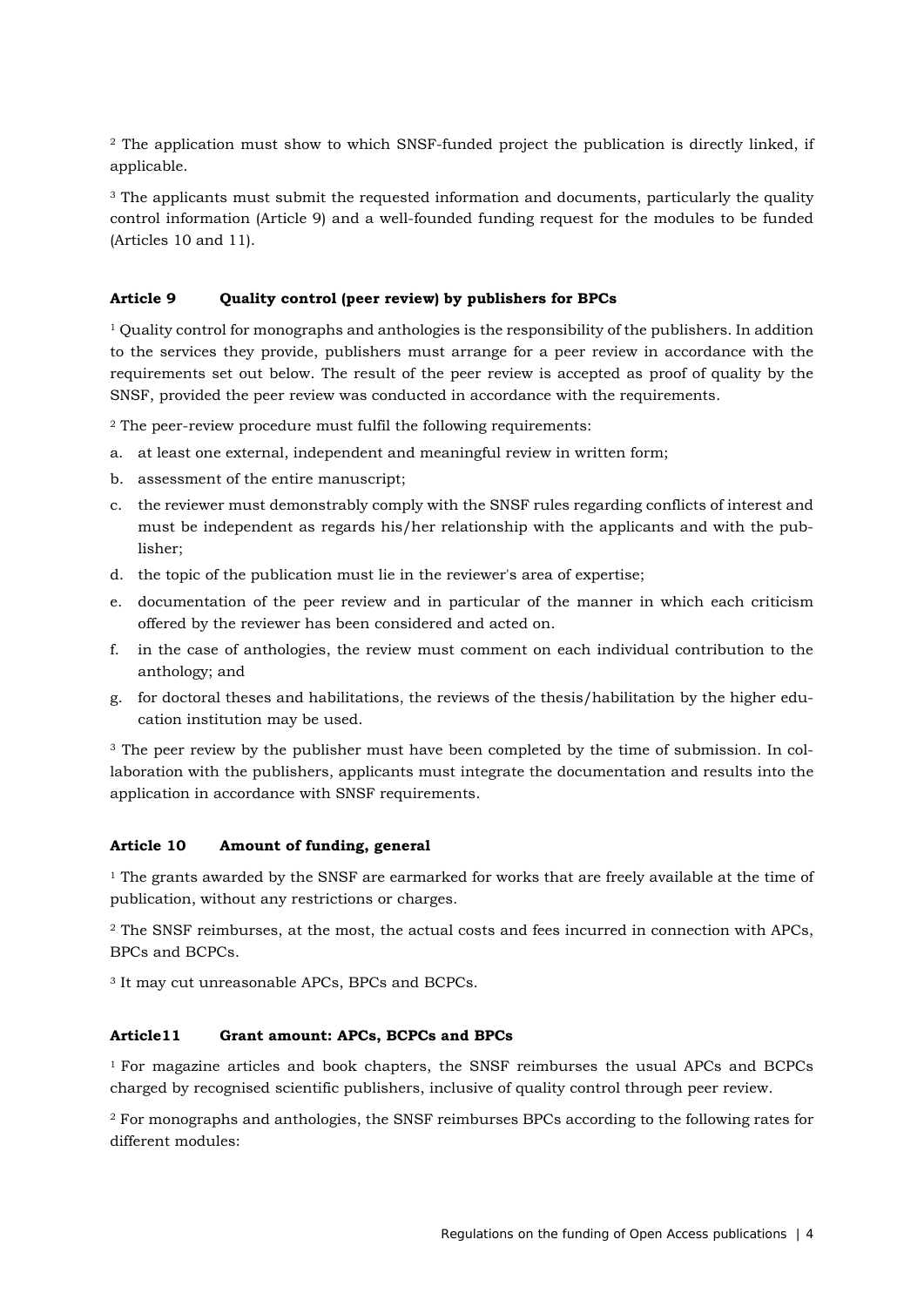[2] The application must show to which SNSF-funded project the publication is directly linked, if applicable.

[3] The applicants must submit the requested information and documents, particularly the quality control information (Article 9) and a well-founded funding request for the modules to be funded (Articles 10 and 11).

### Article 9 Quality control (peer review) by publishers for BPCs

[1] Quality control for monographs and anthologies is the responsibility of the publishers. In addition to the services they provide, publishers must arrange for a peer review in accordance with the requirements set out below. The result of the peer review is accepted as proof of quality by the SNSF, provided the peer review was conducted in accordance with the requirements.

[2] The peer-review procedure must fulfil the following requirements:

a. at least one external, independent and meaningful review in written form;
b. assessment of the entire manuscript;
c. the reviewer must demonstrably comply with the SNSF rules regarding conflicts of interest and must be independent as regards his/her relationship with the applicants and with the publisher;
d. the topic of the publication must lie in the reviewer's area of expertise;
e. documentation of the peer review and in particular of the manner in which each criticism offered by the reviewer has been considered and acted on.
f. in the case of anthologies, the review must comment on each individual contribution to the anthology; and
g. for doctoral theses and habilitations, the reviews of the thesis/habilitation by the higher education institution may be used.

[3] The peer review by the publisher must have been completed by the time of submission. In collaboration with the publishers, applicants must integrate the documentation and results into the application in accordance with SNSF requirements.

### Article 10 Amount of funding, general

[1] The grants awarded by the SNSF are earmarked for works that are freely available at the time of publication, without any restrictions or charges.

[2] The SNSF reimburses, at the most, the actual costs and fees incurred in connection with APCs, BPCs and BCPCs.

[3] It may cut unreasonable APCs, BPCs and BCPCs.

### Article11 Grant amount: APCs, BCPCs and BPCs

[1] For magazine articles and book chapters, the SNSF reimburses the usual APCs and BCPCs charged by recognised scientific publishers, inclusive of quality control through peer review.

[2] For monographs and anthologies, the SNSF reimburses BPCs according to the following rates for different modules: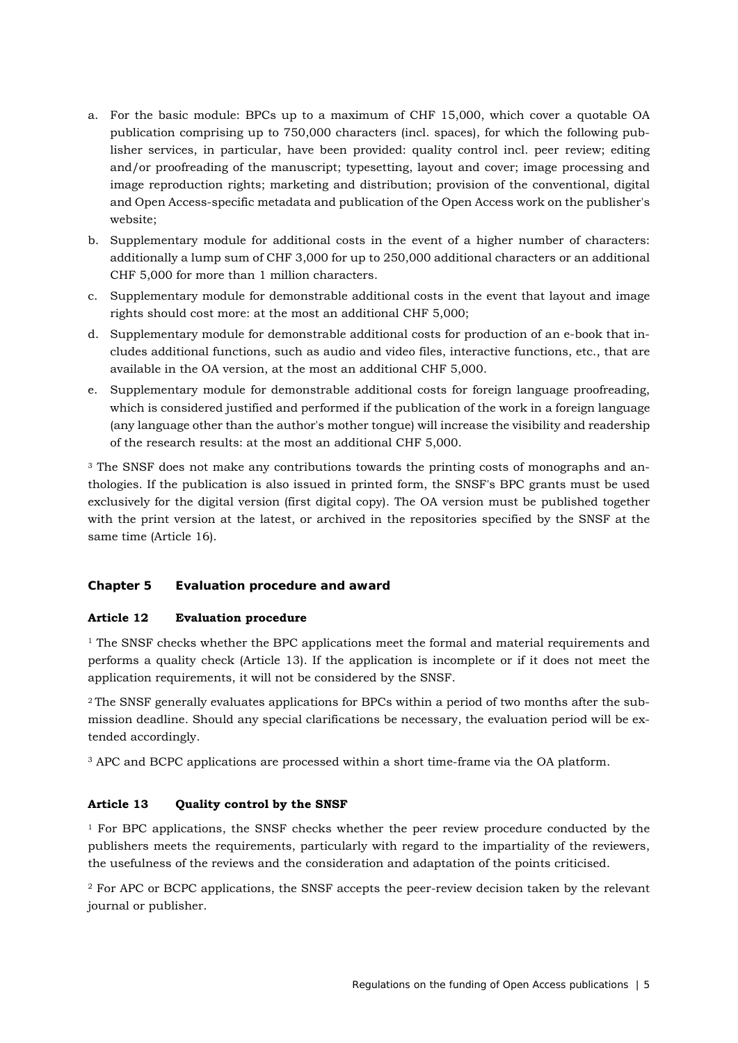a. For the basic module: BPCs up to a maximum of CHF 15,000, which cover a quotable OA publication comprising up to 750,000 characters (incl. spaces), for which the following publisher services, in particular, have been provided: quality control incl. peer review; editing and/or proofreading of the manuscript; typesetting, layout and cover; image processing and image reproduction rights; marketing and distribution; provision of the conventional, digital and Open Access-specific metadata and publication of the Open Access work on the publisher's website;
b. Supplementary module for additional costs in the event of a higher number of characters: additionally a lump sum of CHF 3,000 for up to 250,000 additional characters or an additional CHF 5,000 for more than 1 million characters.
c. Supplementary module for demonstrable additional costs in the event that layout and image rights should cost more: at the most an additional CHF 5,000;
d. Supplementary module for demonstrable additional costs for production of an e-book that includes additional functions, such as audio and video files, interactive functions, etc., that are available in the OA version, at the most an additional CHF 5,000.
e. Supplementary module for demonstrable additional costs for foreign language proofreading, which is considered justified and performed if the publication of the work in a foreign language (any language other than the author's mother tongue) will increase the visibility and readership of the research results: at the most an additional CHF 5,000.

[3] The SNSF does not make any contributions towards the printing costs of monographs and anthologies. If the publication is also issued in printed form, the SNSF's BPC grants must be used exclusively for the digital version (first digital copy). The OA version must be published together with the print version at the latest, or archived in the repositories specified by the SNSF at the same time (Article 16).

## Chapter 5 Evaluation procedure and award

### Article 12 Evaluation procedure

[1] The SNSF checks whether the BPC applications meet the formal and material requirements and performs a quality check (Article 13). If the application is incomplete or if it does not meet the application requirements, it will not be considered by the SNSF.

[2] The SNSF generally evaluates applications for BPCs within a period of two months after the submission deadline. Should any special clarifications be necessary, the evaluation period will be extended accordingly.

[3] APC and BCPC applications are processed within a short time-frame via the OA platform.

### Article 13 Quality control by the SNSF

[1] For BPC applications, the SNSF checks whether the peer review procedure conducted by the publishers meets the requirements, particularly with regard to the impartiality of the reviewers, the usefulness of the reviews and the consideration and adaptation of the points criticised.

[2] For APC or BCPC applications, the SNSF accepts the peer-review decision taken by the relevant journal or publisher.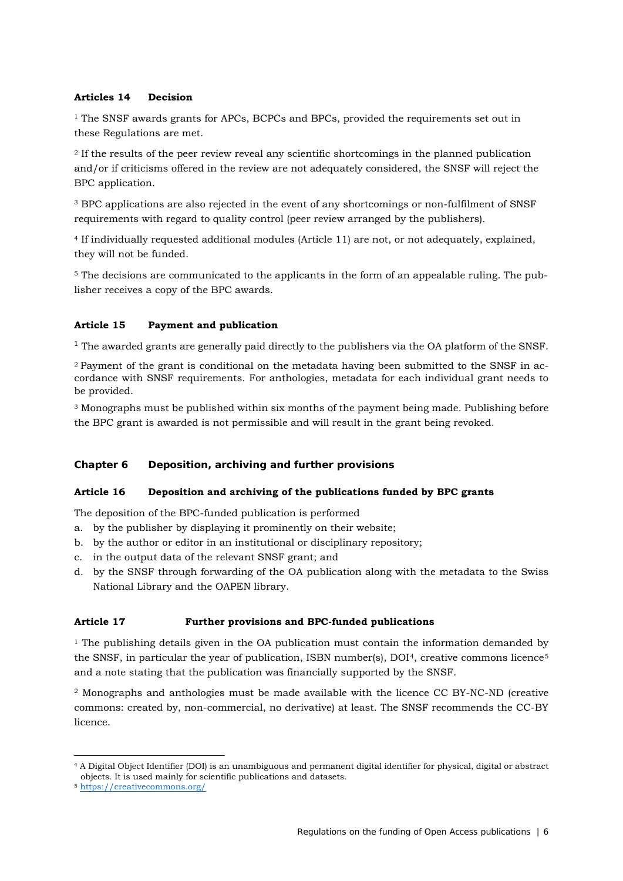### Articles 14 Decision

[1] The SNSF awards grants for APCs, BCPCs and BPCs, provided the requirements set out in these Regulations are met.

[2] If the results of the peer review reveal any scientific shortcomings in the planned publication and/or if criticisms offered in the review are not adequately considered, the SNSF will reject the BPC application.

[3] BPC applications are also rejected in the event of any shortcomings or non-fulfilment of SNSF requirements with regard to quality control (peer review arranged by the publishers).

[4] If individually requested additional modules (Article 11) are not, or not adequately, explained, they will not be funded.

[5] The decisions are communicated to the applicants in the form of an appealable ruling. The publisher receives a copy of the BPC awards.

### Article 15 Payment and publication

[1] The awarded grants are generally paid directly to the publishers via the OA platform of the SNSF.

[2] Payment of the grant is conditional on the metadata having been submitted to the SNSF in accordance with SNSF requirements. For anthologies, metadata for each individual grant needs to be provided.

[3] Monographs must be published within six months of the payment being made. Publishing before the BPC grant is awarded is not permissible and will result in the grant being revoked.

## Chapter 6 Deposition, archiving and further provisions

### Article 16 Deposition and archiving of the publications funded by BPC grants

The deposition of the BPC-funded publication is performed

a. by the publisher by displaying it prominently on their website;
b. by the author or editor in an institutional or disciplinary repository;
c. in the output data of the relevant SNSF grant; and
d. by the SNSF through forwarding of the OA publication along with the metadata to the Swiss National Library and the OAPEN library.

### Article 17 Further provisions and BPC-funded publications

[1] The publishing details given in the OA publication must contain the information demanded by the SNSF, in particular the year of publication, ISBN number(s), DOI[4], creative commons licence[5] and a note stating that the publication was financially supported by the SNSF.

[2] Monographs and anthologies must be made available with the licence CC BY-NC-ND (creative commons: created by, non-commercial, no derivative) at least. The SNSF recommends the CC-BY licence.

---

[4] A Digital Object Identifier (DOI) is an unambiguous and permanent digital identifier for physical, digital or abstract objects. It is used mainly for scientific publications and datasets.

[5] https://creativecommons.org/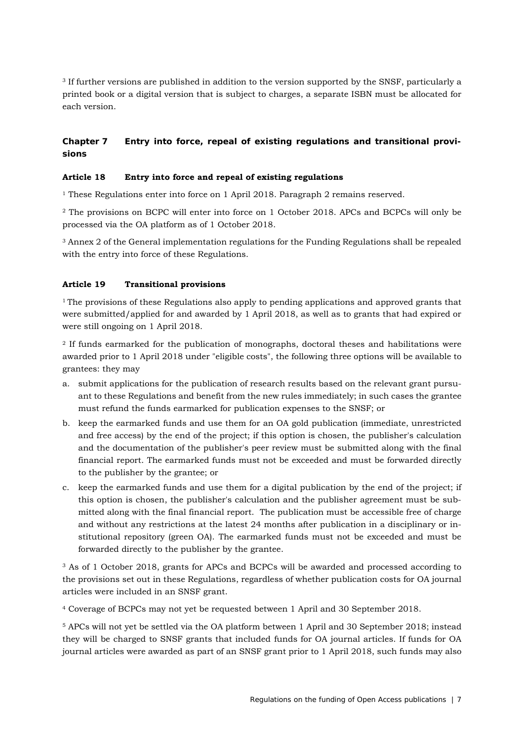[3] If further versions are published in addition to the version supported by the SNSF, particularly a printed book or a digital version that is subject to charges, a separate ISBN must be allocated for each version.

## Chapter 7 Entry into force, repeal of existing regulations and transitional provisions

### Article 18 Entry into force and repeal of existing regulations

[1] These Regulations enter into force on 1 April 2018. Paragraph 2 remains reserved.

[2] The provisions on BCPC will enter into force on 1 October 2018. APCs and BCPCs will only be processed via the OA platform as of 1 October 2018.

[3] Annex 2 of the General implementation regulations for the Funding Regulations shall be repealed with the entry into force of these Regulations.

### Article 19 Transitional provisions

[1] The provisions of these Regulations also apply to pending applications and approved grants that were submitted/applied for and awarded by 1 April 2018, as well as to grants that had expired or were still ongoing on 1 April 2018.

[2] If funds earmarked for the publication of monographs, doctoral theses and habilitations were awarded prior to 1 April 2018 under "eligible costs", the following three options will be available to grantees: they may

a. submit applications for the publication of research results based on the relevant grant pursuant to these Regulations and benefit from the new rules immediately; in such cases the grantee must refund the funds earmarked for publication expenses to the SNSF; or
b. keep the earmarked funds and use them for an OA gold publication (immediate, unrestricted and free access) by the end of the project; if this option is chosen, the publisher's calculation and the documentation of the publisher's peer review must be submitted along with the final financial report. The earmarked funds must not be exceeded and must be forwarded directly to the publisher by the grantee; or
c. keep the earmarked funds and use them for a digital publication by the end of the project; if this option is chosen, the publisher's calculation and the publisher agreement must be submitted along with the final financial report. The publication must be accessible free of charge and without any restrictions at the latest 24 months after publication in a disciplinary or institutional repository (green OA). The earmarked funds must not be exceeded and must be forwarded directly to the publisher by the grantee.

[3] As of 1 October 2018, grants for APCs and BCPCs will be awarded and processed according to the provisions set out in these Regulations, regardless of whether publication costs for OA journal articles were included in an SNSF grant.

[4] Coverage of BCPCs may not yet be requested between 1 April and 30 September 2018.

[5] APCs will not yet be settled via the OA platform between 1 April and 30 September 2018; instead they will be charged to SNSF grants that included funds for OA journal articles. If funds for OA journal articles were awarded as part of an SNSF grant prior to 1 April 2018, such funds may also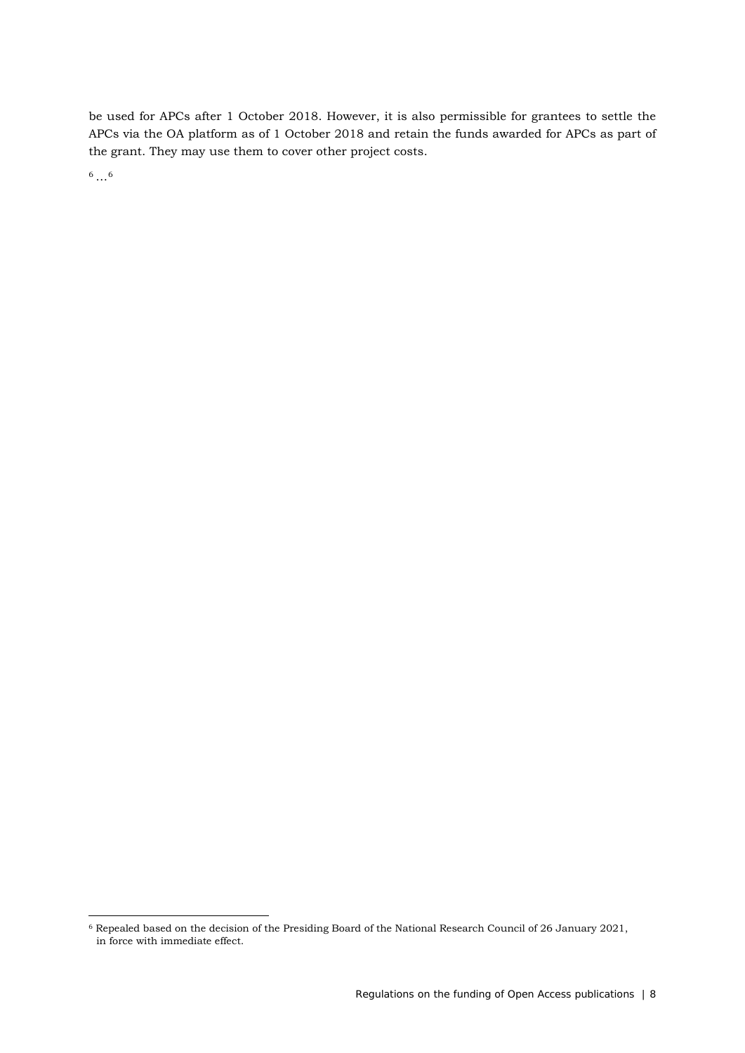be used for APCs after 1 October 2018. However, it is also permissible for grantees to settle the APCs via the OA platform as of 1 October 2018 and retain the funds awarded for APCs as part of the grant. They may use them to cover other project costs.

[6] …[6]

---

[6] Repealed based on the decision of the Presiding Board of the National Research Council of 26 January 2021, in force with immediate effect.